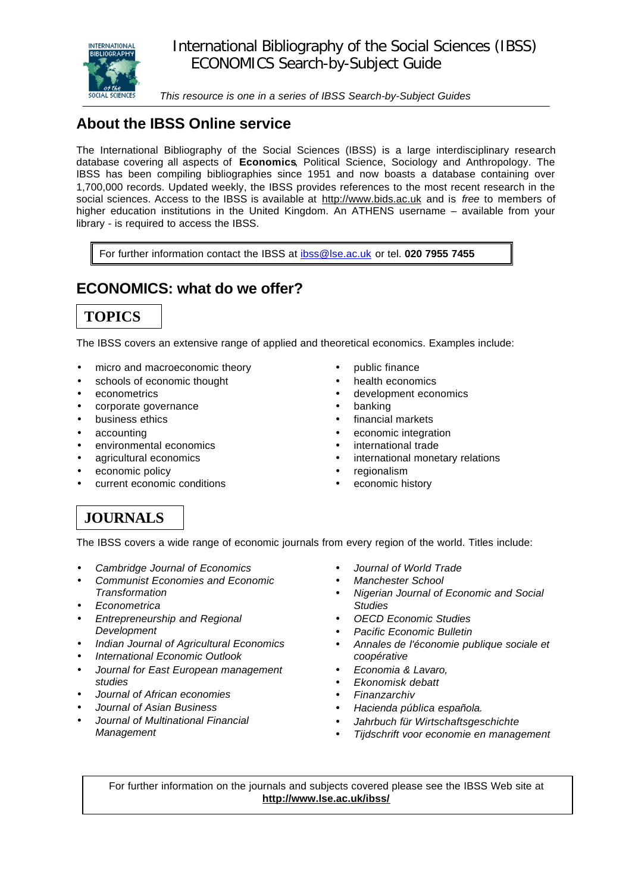# International Bibliography of the Social Sciences (IBSS) ECONOMICS Search-by-Subject Guide

*This resource is one in a series of IBSS Search-by-Subject Guides*

## About the IBSS Online service

The International Bibliography of the Social Sciences (IBSS) is a large interdisciplinary research database covering all aspects of **Economics**, Political Science, Sociology and Anthropology. The IBSS has been compiling bibliographies since 1951 and now boasts a database containing over 1,700,000 records. Updated weekly, the IBSS provides references to the most recent research in the social sciences. Access to the IBSS is available at http://www.bids.ac.uk and is *free* to members of higher education institutions in the United Kingdom. An ATHENS username – available from your library - is required to access the IBSS.

For further information contact the IBSS at ibss@lse.ac.uk or tel. **020 7955 7455**

## ECONOMICS: what do we offer?

### TOPICS

The IBSS covers an extensive range of applied and theoretical economics. Examples include:

- micro and macroeconomic theory
- schools of economic thought
- econometrics
- corporate governance
- business ethics
- accounting
- environmental economics
- agricultural economics
- economic policy
- current economic conditions
- public finance
- health economics
- development economics
- banking
- financial markets
- economic integration
- international trade
- international monetary relations
- regionalism
- economic history

### JOURNALS

The IBSS covers a wide range of economic journals from every region of the world. Titles include:

- *Cambridge Journal of Economics*
- *Communist Economies and Economic Transformation*
- *Econometrica*
- *Entrepreneurship and Regional Development*
- *Indian Journal of Agricultural Economics*
- *International Economic Outlook*
- *Journal for East European management studies*
- *Journal of African economies*
- *Journal of Asian Business*
- *Journal of Multinational Financial Management*
- *Journal of World Trade*
- *Manchester School*
- *Nigerian Journal of Economic and Social Studies*
- *OECD Economic Studies*
- *Pacific Economic Bulletin*
- *Annales de l'économie publique sociale et coopérative*
- *Economia & Lavaro,*
- *Ekonomisk debatt*
- *Finanzarchiv*
- *Hacienda pública española.*
- *Jahrbuch für Wirtschaftsgeschichte*
- *Tijdschrift voor economie en management*

For further information on the journals and subjects covered please see the IBSS Web site at **http://www.lse.ac.uk/ibss/**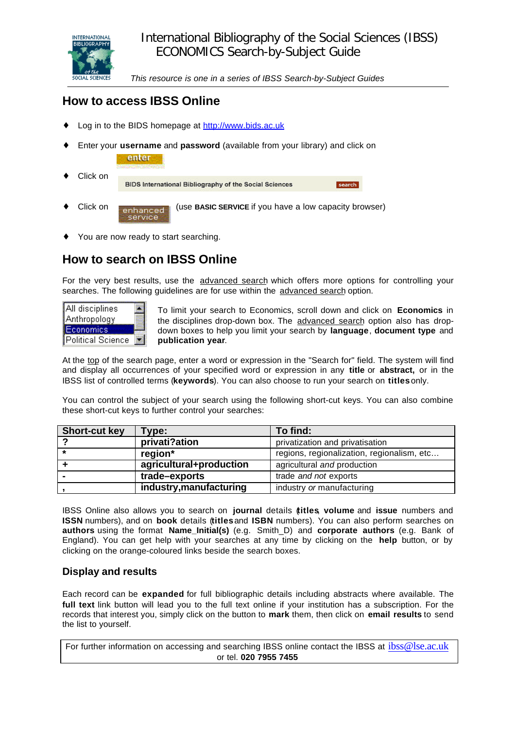International Bibliography of the Social Sciences (IBSS)
ECONOMICS Search-by-Subject Guide

*This resource is one in a series of IBSS Search-by-Subject Guides*

## How to access IBSS Online

- Log in to the BIDS homepage at http://www.bids.ac.uk
- Enter your **username** and **password** (available from your library) and click on enter
- Click on BIDS International Bibliography of the Social Sciences search
- Click on enhanced service (use **BASIC SERVICE** if you have a low capacity browser)
- You are now ready to start searching.

## How to search on IBSS Online

For the very best results, use the advanced search which offers more options for controlling your searches. The following guidelines are for use within the advanced search option.

All disciplines
Anthropology
Economics
Political Science

To limit your search to Economics, scroll down and click on **Economics** in the disciplines drop-down box. The advanced search option also has drop-down boxes to help you limit your search by **language**, **document type** and **publication year**.

At the top of the search page, enter a word or expression in the "Search for" field. The system will find and display all occurrences of your specified word or expression in any **title** or **abstract,** or in the IBSS list of controlled terms (**keywords**). You can also choose to run your search on **titles** only.

You can control the subject of your search using the following short-cut keys. You can also combine these short-cut keys to further control your searches:

| Short-cut key | Type: | To find: |
|---|---|---|
| **?** | **privati?ation** | privatization and privatisation |
| **\*** | **region\*** | regions, regionalization, regionalism, etc… |
| **+** | **agricultural+production** | agricultural *and* production |
| **-** | **trade–exports** | trade *and not* exports |
| **,** | **industry,manufacturing** | industry *or* manufacturing |

IBSS Online also allows you to search on **journal** details (**titles**, **volume** and **issue** numbers and **ISSN** numbers), and on **book** details (**titles** and **ISBN** numbers). You can also perform searches on **authors** using the format **Name_Initial(s)** (e.g. Smith_D) and **corporate authors** (e.g. Bank of England). You can get help with your searches at any time by clicking on the **help** button, or by clicking on the orange-coloured links beside the search boxes.

### Display and results

Each record can be **expanded** for full bibliographic details including abstracts where available. The **full text** link button will lead you to the full text online if your institution has a subscription. For the records that interest you, simply click on the button to **mark** them, then click on **email results** to send the list to yourself.

For further information on accessing and searching IBSS online contact the IBSS at ibss@lse.ac.uk or tel. **020 7955 7455**